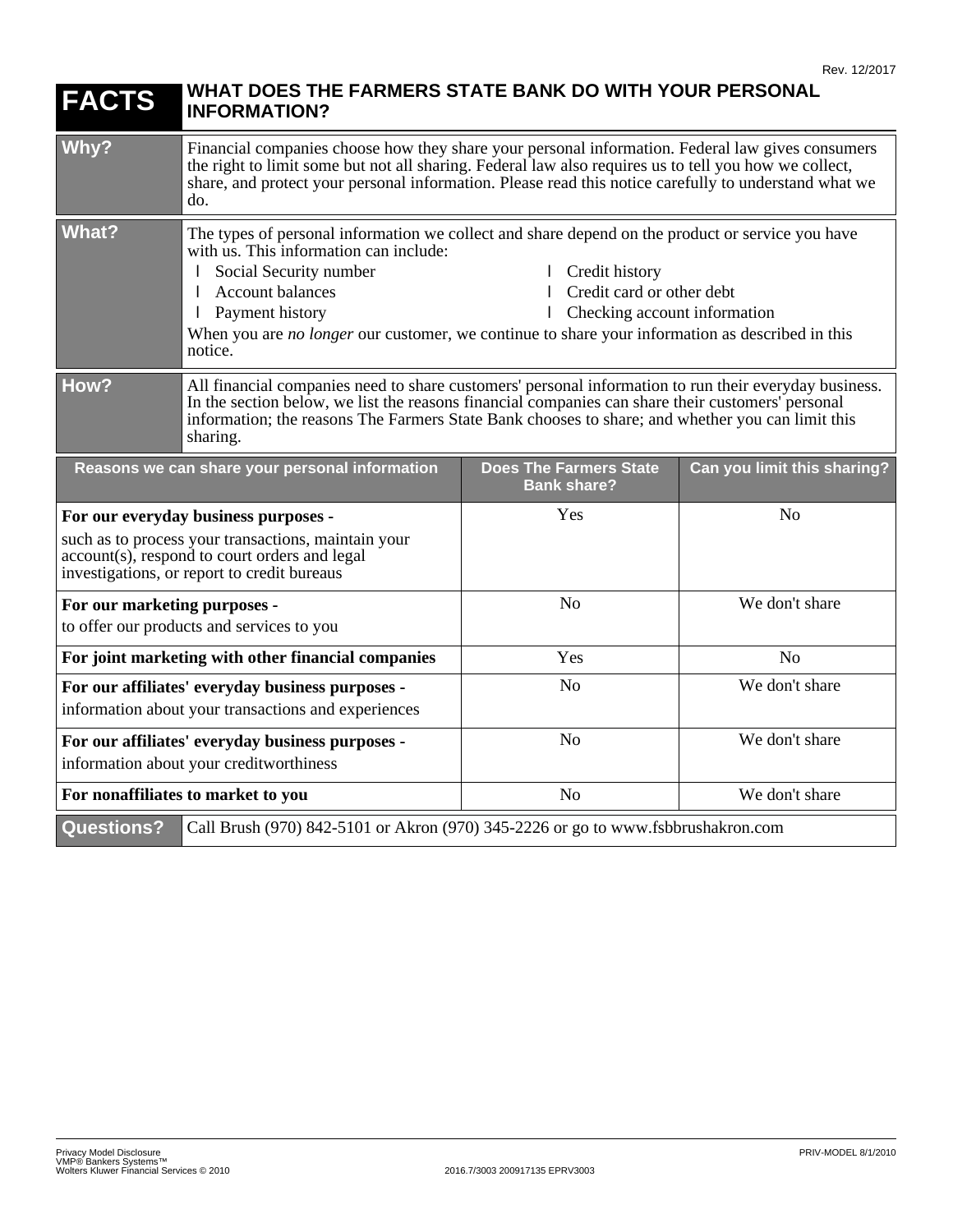Rev. 12/2017

# FACTS — WHAT DOES THE FARMERS STATE BANK DO WITH YOUR PERSONAL INFORMATION?

**Why?**

Financial companies choose how they share your personal information. Federal law gives consumers the right to limit some but not all sharing. Federal law also requires us to tell you how we collect, share, and protect your personal information. Please read this notice carefully to understand what we do.

**What?**

The types of personal information we collect and share depend on the product or service you have with us. This information can include:

- Social Security number
- Account balances
- Payment history
- Credit history
- Credit card or other debt
- Checking account information

When you are *no longer* our customer, we continue to share your information as described in this notice.

**How?**

All financial companies need to share customers' personal information to run their everyday business. In the section below, we list the reasons financial companies can share their customers' personal information; the reasons The Farmers State Bank chooses to share; and whether you can limit this sharing.

| Reasons we can share your personal information | Does The Farmers State Bank share? | Can you limit this sharing? |
|---|---|---|
| **For our everyday business purposes -** such as to process your transactions, maintain your account(s), respond to court orders and legal investigations, or report to credit bureaus | Yes | No |
| **For our marketing purposes -** to offer our products and services to you | No | We don't share |
| **For joint marketing with other financial companies** | Yes | No |
| **For our affiliates' everyday business purposes -** information about your transactions and experiences | No | We don't share |
| **For our affiliates' everyday business purposes -** information about your creditworthiness | No | We don't share |
| **For nonaffiliates to market to you** | No | We don't share |

**Questions?** Call Brush (970) 842-5101 or Akron (970) 345-2226 or go to www.fsbbrushakron.com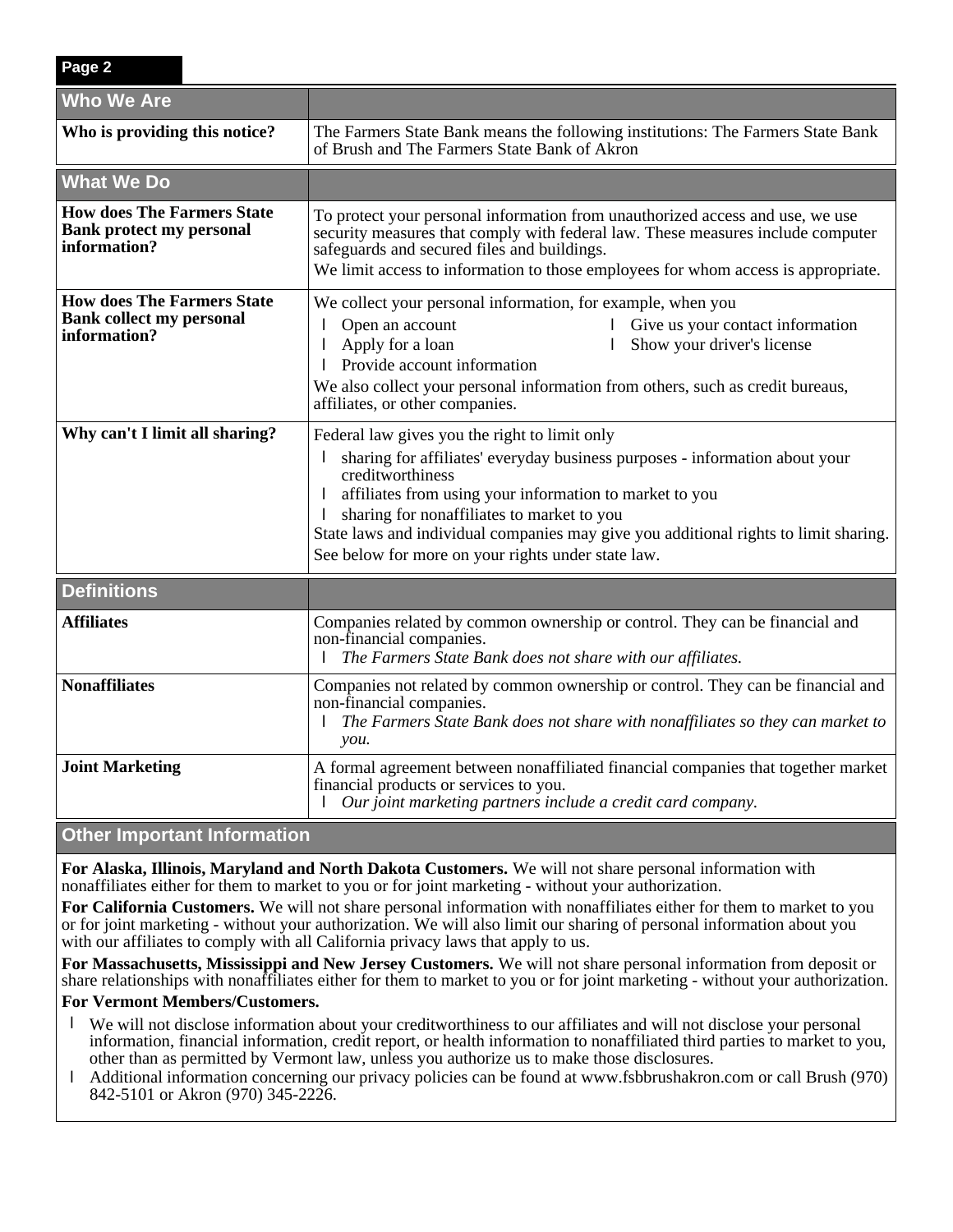| Who We Are | |
| --- | --- |
| **Who is providing this notice?** | The Farmers State Bank means the following institutions: The Farmers State Bank of Brush and The Farmers State Bank of Akron |

| What We Do | |
| --- | --- |
| **How does The Farmers State Bank protect my personal information?** | To protect your personal information from unauthorized access and use, we use security measures that comply with federal law. These measures include computer safeguards and secured files and buildings.<br>We limit access to information to those employees for whom access is appropriate. |
| **How does The Farmers State Bank collect my personal information?** | We collect your personal information, for example, when you<br>• Open an account<br>• Give us your contact information<br>• Apply for a loan<br>• Show your driver's license<br>• Provide account information<br>We also collect your personal information from others, such as credit bureaus, affiliates, or other companies. |
| **Why can't I limit all sharing?** | Federal law gives you the right to limit only<br>• sharing for affiliates' everyday business purposes - information about your creditworthiness<br>• affiliates from using your information to market to you<br>• sharing for nonaffiliates to market to you<br>State laws and individual companies may give you additional rights to limit sharing. See below for more on your rights under state law. |

| Definitions | |
| --- | --- |
| **Affiliates** | Companies related by common ownership or control. They can be financial and non-financial companies.<br>• *The Farmers State Bank does not share with our affiliates.* |
| **Nonaffiliates** | Companies not related by common ownership or control. They can be financial and non-financial companies.<br>• *The Farmers State Bank does not share with nonaffiliates so they can market to you.* |
| **Joint Marketing** | A formal agreement between nonaffiliated financial companies that together market financial products or services to you.<br>• *Our joint marketing partners include a credit card company.* |

## Other Important Information

**For Alaska, Illinois, Maryland and North Dakota Customers.** We will not share personal information with nonaffiliates either for them to market to you or for joint marketing - without your authorization.

**For California Customers.** We will not share personal information with nonaffiliates either for them to market to you or for joint marketing - without your authorization. We will also limit our sharing of personal information about you with our affiliates to comply with all California privacy laws that apply to us.

**For Massachusetts, Mississippi and New Jersey Customers.** We will not share personal information from deposit or share relationships with nonaffiliates either for them to market to you or for joint marketing - without your authorization.

**For Vermont Members/Customers.**

- We will not disclose information about your creditworthiness to our affiliates and will not disclose your personal information, financial information, credit report, or health information to nonaffiliated third parties to market to you, other than as permitted by Vermont law, unless you authorize us to make those disclosures.
- Additional information concerning our privacy policies can be found at www.fsbbrushakron.com or call Brush (970) 842-5101 or Akron (970) 345-2226.